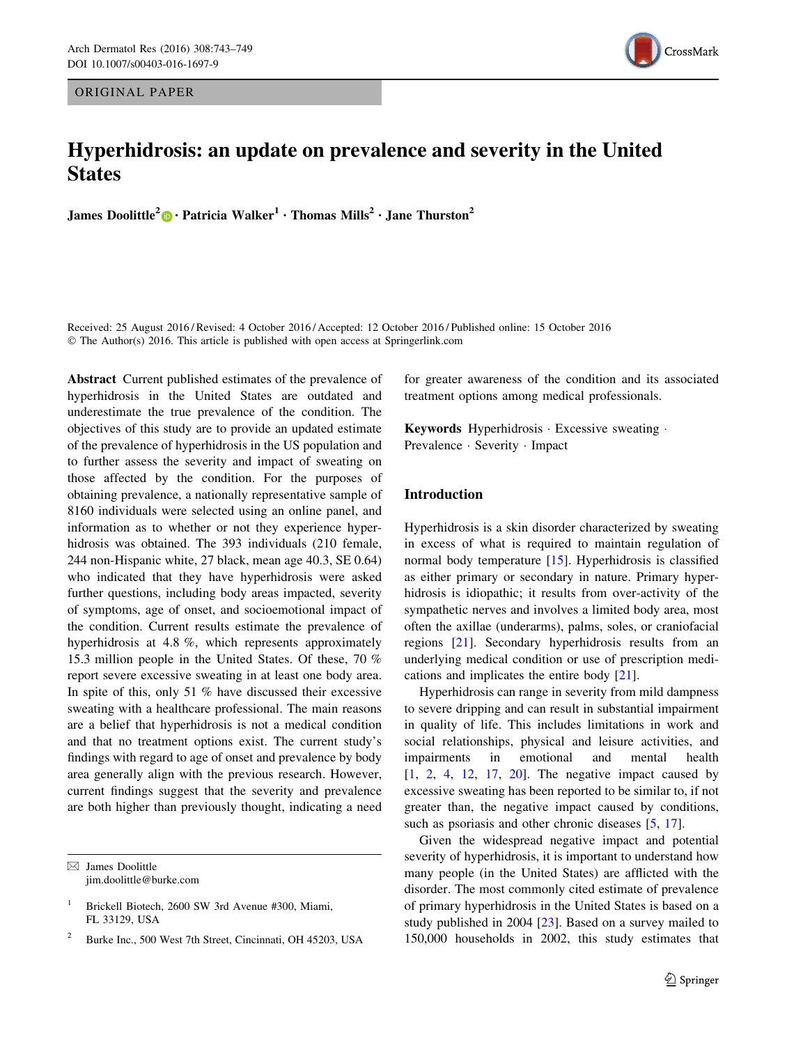ORIGINAL PAPER

# Hyperhidrosis: an update on prevalence and severity in the United States

**James Doolittle[2] · Patricia Walker[1] · Thomas Mills[2] · Jane Thurston[2]**

Received: 25 August 2016 / Revised: 4 October 2016 / Accepted: 12 October 2016 / Published online: 15 October 2016
© The Author(s) 2016. This article is published with open access at Springerlink.com

**Abstract** Current published estimates of the prevalence of hyperhidrosis in the United States are outdated and underestimate the true prevalence of the condition. The objectives of this study are to provide an updated estimate of the prevalence of hyperhidrosis in the US population and to further assess the severity and impact of sweating on those affected by the condition. For the purposes of obtaining prevalence, a nationally representative sample of 8160 individuals were selected using an online panel, and information as to whether or not they experience hyperhidrosis was obtained. The 393 individuals (210 female, 244 non-Hispanic white, 27 black, mean age 40.3, SE 0.64) who indicated that they have hyperhidrosis were asked further questions, including body areas impacted, severity of symptoms, age of onset, and socioemotional impact of the condition. Current results estimate the prevalence of hyperhidrosis at 4.8 %, which represents approximately 15.3 million people in the United States. Of these, 70 % report severe excessive sweating in at least one body area. In spite of this, only 51 % have discussed their excessive sweating with a healthcare professional. The main reasons are a belief that hyperhidrosis is not a medical condition and that no treatment options exist. The current study's findings with regard to age of onset and prevalence by body area generally align with the previous research. However, current findings suggest that the severity and prevalence are both higher than previously thought, indicating a need for greater awareness of the condition and its associated treatment options among medical professionals.

**Keywords** Hyperhidrosis · Excessive sweating · Prevalence · Severity · Impact

## Introduction

Hyperhidrosis is a skin disorder characterized by sweating in excess of what is required to maintain regulation of normal body temperature [15]. Hyperhidrosis is classified as either primary or secondary in nature. Primary hyperhidrosis is idiopathic; it results from over-activity of the sympathetic nerves and involves a limited body area, most often the axillae (underarms), palms, soles, or craniofacial regions [21]. Secondary hyperhidrosis results from an underlying medical condition or use of prescription medications and implicates the entire body [21].

Hyperhidrosis can range in severity from mild dampness to severe dripping and can result in substantial impairment in quality of life. This includes limitations in work and social relationships, physical and leisure activities, and impairments in emotional and mental health [1, 2, 4, 12, 17, 20]. The negative impact caused by excessive sweating has been reported to be similar to, if not greater than, the negative impact caused by conditions, such as psoriasis and other chronic diseases [5, 17].

Given the widespread negative impact and potential severity of hyperhidrosis, it is important to understand how many people (in the United States) are afflicted with the disorder. The most commonly cited estimate of prevalence of primary hyperhidrosis in the United States is based on a study published in 2004 [23]. Based on a survey mailed to 150,000 households in 2002, this study estimates that

✉ James Doolittle
jim.doolittle@burke.com

[1] Brickell Biotech, 2600 SW 3rd Avenue #300, Miami, FL 33129, USA

[2] Burke Inc., 500 West 7th Street, Cincinnati, OH 45203, USA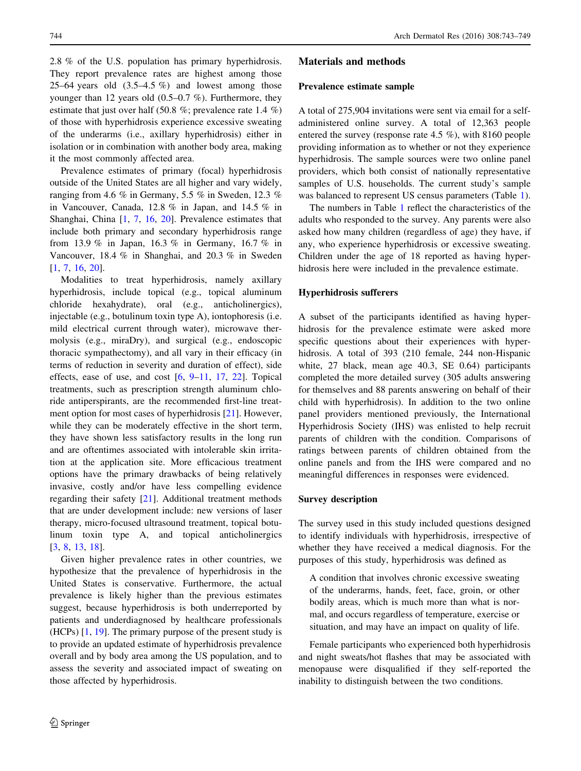2.8 % of the U.S. population has primary hyperhidrosis. They report prevalence rates are highest among those 25–64 years old (3.5–4.5 %) and lowest among those younger than 12 years old (0.5–0.7 %). Furthermore, they estimate that just over half (50.8 %; prevalence rate 1.4 %) of those with hyperhidrosis experience excessive sweating of the underarms (i.e., axillary hyperhidrosis) either in isolation or in combination with another body area, making it the most commonly affected area.

Prevalence estimates of primary (focal) hyperhidrosis outside of the United States are all higher and vary widely, ranging from 4.6 % in Germany, 5.5 % in Sweden, 12.3 % in Vancouver, Canada, 12.8 % in Japan, and 14.5 % in Shanghai, China [1, 7, 16, 20]. Prevalence estimates that include both primary and secondary hyperhidrosis range from 13.9 % in Japan, 16.3 % in Germany, 16.7 % in Vancouver, 18.4 % in Shanghai, and 20.3 % in Sweden [1, 7, 16, 20].

Modalities to treat hyperhidrosis, namely axillary hyperhidrosis, include topical (e.g., topical aluminum chloride hexahydrate), oral (e.g., anticholinergics), injectable (e.g., botulinum toxin type A), iontophoresis (i.e. mild electrical current through water), microwave thermolysis (e.g., miraDry), and surgical (e.g., endoscopic thoracic sympathectomy), and all vary in their efficacy (in terms of reduction in severity and duration of effect), side effects, ease of use, and cost [6, 9–11, 17, 22]. Topical treatments, such as prescription strength aluminum chloride antiperspirants, are the recommended first-line treatment option for most cases of hyperhidrosis [21]. However, while they can be moderately effective in the short term, they have shown less satisfactory results in the long run and are oftentimes associated with intolerable skin irritation at the application site. More efficacious treatment options have the primary drawbacks of being relatively invasive, costly and/or have less compelling evidence regarding their safety [21]. Additional treatment methods that are under development include: new versions of laser therapy, micro-focused ultrasound treatment, topical botulinum toxin type A, and topical anticholinergics [3, 8, 13, 18].

Given higher prevalence rates in other countries, we hypothesize that the prevalence of hyperhidrosis in the United States is conservative. Furthermore, the actual prevalence is likely higher than the previous estimates suggest, because hyperhidrosis is both underreported by patients and underdiagnosed by healthcare professionals (HCPs) [1, 19]. The primary purpose of the present study is to provide an updated estimate of hyperhidrosis prevalence overall and by body area among the US population, and to assess the severity and associated impact of sweating on those affected by hyperhidrosis.

## Materials and methods

### Prevalence estimate sample

A total of 275,904 invitations were sent via email for a self-administered online survey. A total of 12,363 people entered the survey (response rate 4.5 %), with 8160 people providing information as to whether or not they experience hyperhidrosis. The sample sources were two online panel providers, which both consist of nationally representative samples of U.S. households. The current study's sample was balanced to represent US census parameters (Table 1).

The numbers in Table 1 reflect the characteristics of the adults who responded to the survey. Any parents were also asked how many children (regardless of age) they have, if any, who experience hyperhidrosis or excessive sweating. Children under the age of 18 reported as having hyperhidrosis here were included in the prevalence estimate.

### Hyperhidrosis sufferers

A subset of the participants identified as having hyperhidrosis for the prevalence estimate were asked more specific questions about their experiences with hyperhidrosis. A total of 393 (210 female, 244 non-Hispanic white, 27 black, mean age 40.3, SE 0.64) participants completed the more detailed survey (305 adults answering for themselves and 88 parents answering on behalf of their child with hyperhidrosis). In addition to the two online panel providers mentioned previously, the International Hyperhidrosis Society (IHS) was enlisted to help recruit parents of children with the condition. Comparisons of ratings between parents of children obtained from the online panels and from the IHS were compared and no meaningful differences in responses were evidenced.

### Survey description

The survey used in this study included questions designed to identify individuals with hyperhidrosis, irrespective of whether they have received a medical diagnosis. For the purposes of this study, hyperhidrosis was defined as

> A condition that involves chronic excessive sweating of the underarms, hands, feet, face, groin, or other bodily areas, which is much more than what is normal, and occurs regardless of temperature, exercise or situation, and may have an impact on quality of life.

Female participants who experienced both hyperhidrosis and night sweats/hot flashes that may be associated with menopause were disqualified if they self-reported the inability to distinguish between the two conditions.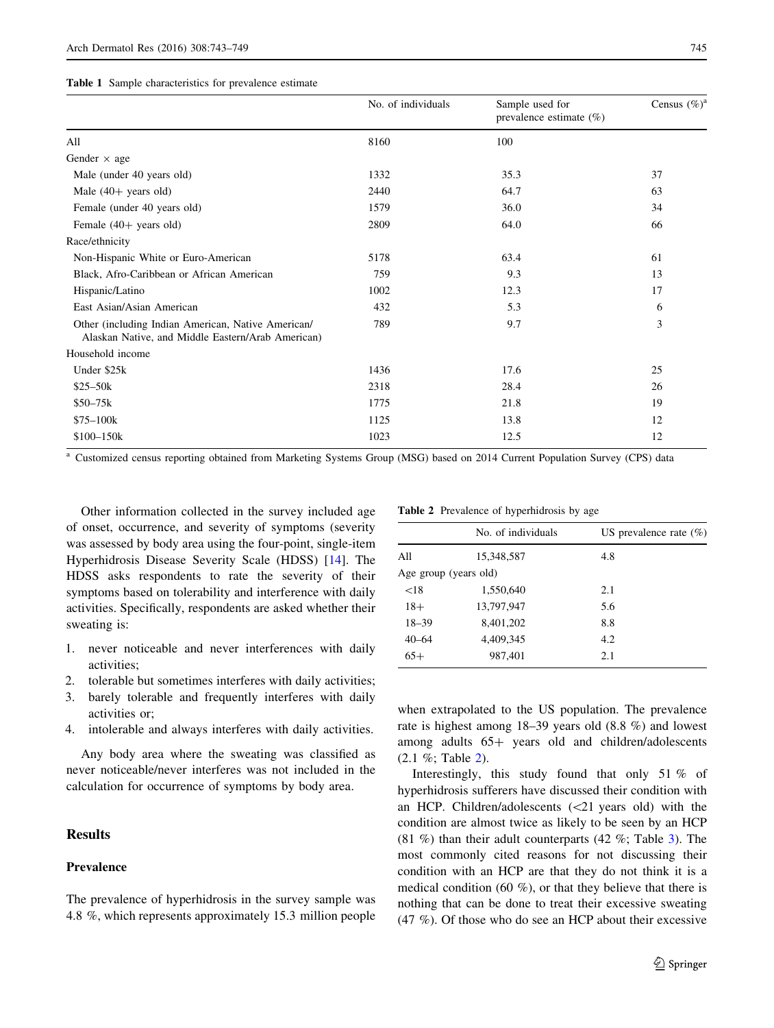**Table 1** Sample characteristics for prevalence estimate

| | No. of individuals | Sample used for prevalence estimate (%) | Census (%)[a] |
|---|---|---|---|
| All | 8160 | 100 | |
| Gender × age | | | |
| Male (under 40 years old) | 1332 | 35.3 | 37 |
| Male (40+ years old) | 2440 | 64.7 | 63 |
| Female (under 40 years old) | 1579 | 36.0 | 34 |
| Female (40+ years old) | 2809 | 64.0 | 66 |
| Race/ethnicity | | | |
| Non-Hispanic White or Euro-American | 5178 | 63.4 | 61 |
| Black, Afro-Caribbean or African American | 759 | 9.3 | 13 |
| Hispanic/Latino | 1002 | 12.3 | 17 |
| East Asian/Asian American | 432 | 5.3 | 6 |
| Other (including Indian American, Native American/Alaskan Native, and Middle Eastern/Arab American) | 789 | 9.7 | 3 |
| Household income | | | |
| Under $25k | 1436 | 17.6 | 25 |
| $25–50k | 2318 | 28.4 | 26 |
| $50–75k | 1775 | 21.8 | 19 |
| $75–100k | 1125 | 13.8 | 12 |
| $100–150k | 1023 | 12.5 | 12 |

[a] Customized census reporting obtained from Marketing Systems Group (MSG) based on 2014 Current Population Survey (CPS) data

Other information collected in the survey included age of onset, occurrence, and severity of symptoms (severity was assessed by body area using the four-point, single-item Hyperhidrosis Disease Severity Scale (HDSS) [14]. The HDSS asks respondents to rate the severity of their symptoms based on tolerability and interference with daily activities. Specifically, respondents are asked whether their sweating is:

1. never noticeable and never interferences with daily activities;
2. tolerable but sometimes interferes with daily activities;
3. barely tolerable and frequently interferes with daily activities or;
4. intolerable and always interferes with daily activities.

Any body area where the sweating was classified as never noticeable/never interferes was not included in the calculation for occurrence of symptoms by body area.

## Results

### Prevalence

The prevalence of hyperhidrosis in the survey sample was 4.8 %, which represents approximately 15.3 million people when extrapolated to the US population. The prevalence rate is highest among 18–39 years old (8.8 %) and lowest among adults 65+ years old and children/adolescents (2.1 %; Table 2).

**Table 2** Prevalence of hyperhidrosis by age

| | No. of individuals | US prevalence rate (%) |
|---|---|---|
| All | 15,348,587 | 4.8 |
| Age group (years old) | | |
| <18 | 1,550,640 | 2.1 |
| 18+ | 13,797,947 | 5.6 |
| 18–39 | 8,401,202 | 8.8 |
| 40–64 | 4,409,345 | 4.2 |
| 65+ | 987,401 | 2.1 |

Interestingly, this study found that only 51 % of hyperhidrosis sufferers have discussed their condition with an HCP. Children/adolescents (<21 years old) with the condition are almost twice as likely to be seen by an HCP (81 %) than their adult counterparts (42 %; Table 3). The most commonly cited reasons for not discussing their condition with an HCP are that they do not think it is a medical condition (60 %), or that they believe that there is nothing that can be done to treat their excessive sweating (47 %). Of those who do see an HCP about their excessive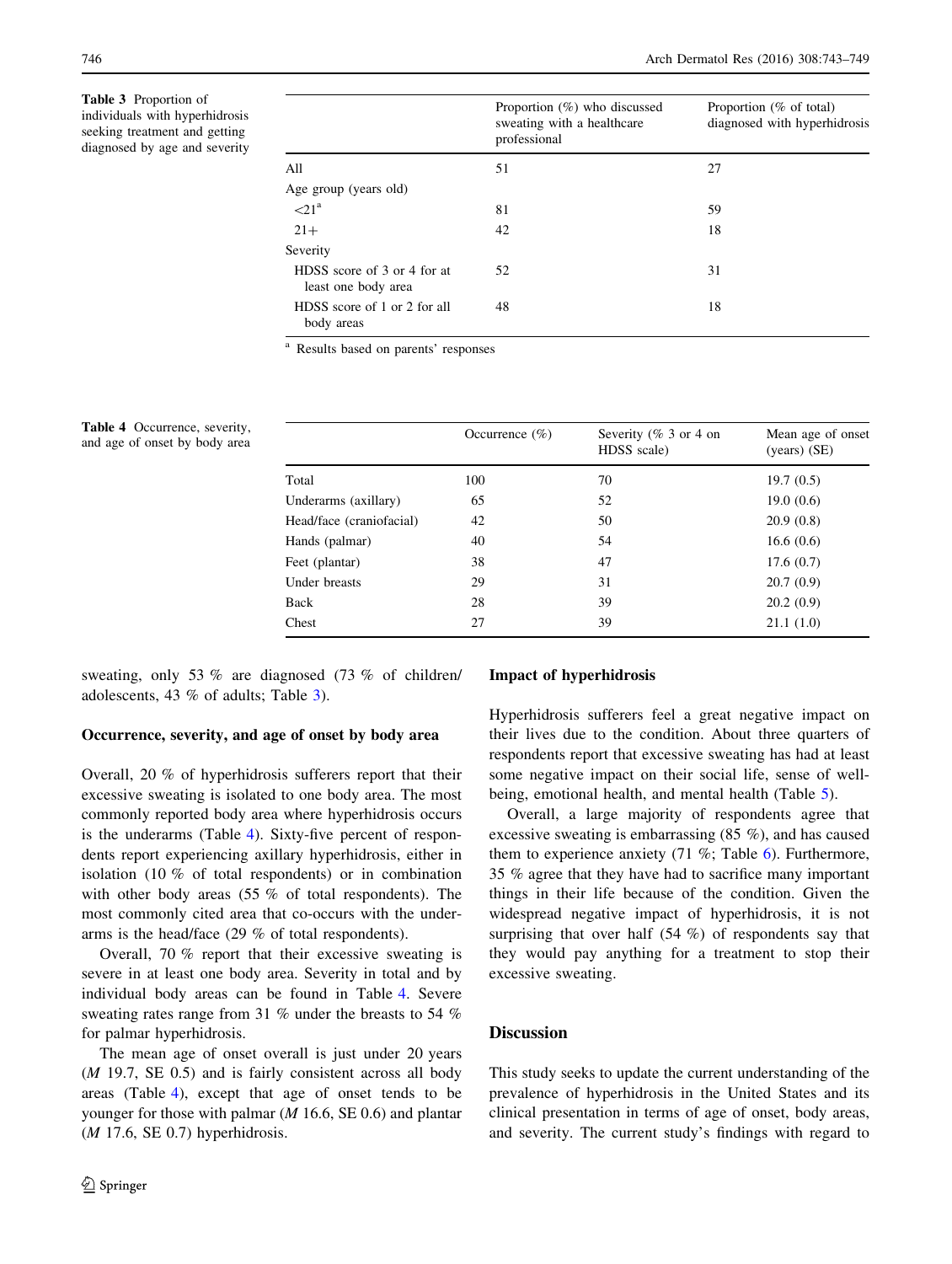Table 3 Proportion of individuals with hyperhidrosis seeking treatment and getting diagnosed by age and severity

| | Proportion (%) who discussed sweating with a healthcare professional | Proportion (% of total) diagnosed with hyperhidrosis |
|---|---|---|
| All | 51 | 27 |
| Age group (years old) | | |
| <21[a] | 81 | 59 |
| 21+ | 42 | 18 |
| Severity | | |
| HDSS score of 3 or 4 for at least one body area | 52 | 31 |
| HDSS score of 1 or 2 for all body areas | 48 | 18 |

[a] Results based on parents' responses

Table 4 Occurrence, severity, and age of onset by body area

| | Occurrence (%) | Severity (% 3 or 4 on HDSS scale) | Mean age of onset (years) (SE) |
|---|---|---|---|
| Total | 100 | 70 | 19.7 (0.5) |
| Underarms (axillary) | 65 | 52 | 19.0 (0.6) |
| Head/face (craniofacial) | 42 | 50 | 20.9 (0.8) |
| Hands (palmar) | 40 | 54 | 16.6 (0.6) |
| Feet (plantar) | 38 | 47 | 17.6 (0.7) |
| Under breasts | 29 | 31 | 20.7 (0.9) |
| Back | 28 | 39 | 20.2 (0.9) |
| Chest | 27 | 39 | 21.1 (1.0) |

sweating, only 53 % are diagnosed (73 % of children/adolescents, 43 % of adults; Table 3).

### Occurrence, severity, and age of onset by body area

Overall, 20 % of hyperhidrosis sufferers report that their excessive sweating is isolated to one body area. The most commonly reported body area where hyperhidrosis occurs is the underarms (Table 4). Sixty-five percent of respondents report experiencing axillary hyperhidrosis, either in isolation (10 % of total respondents) or in combination with other body areas (55 % of total respondents). The most commonly cited area that co-occurs with the underarms is the head/face (29 % of total respondents).

Overall, 70 % report that their excessive sweating is severe in at least one body area. Severity in total and by individual body areas can be found in Table 4. Severe sweating rates range from 31 % under the breasts to 54 % for palmar hyperhidrosis.

The mean age of onset overall is just under 20 years (*M* 19.7, SE 0.5) and is fairly consistent across all body areas (Table 4), except that age of onset tends to be younger for those with palmar (*M* 16.6, SE 0.6) and plantar (*M* 17.6, SE 0.7) hyperhidrosis.

### Impact of hyperhidrosis

Hyperhidrosis sufferers feel a great negative impact on their lives due to the condition. About three quarters of respondents report that excessive sweating has had at least some negative impact on their social life, sense of well-being, emotional health, and mental health (Table 5).

Overall, a large majority of respondents agree that excessive sweating is embarrassing (85 %), and has caused them to experience anxiety (71 %; Table 6). Furthermore, 35 % agree that they have had to sacrifice many important things in their life because of the condition. Given the widespread negative impact of hyperhidrosis, it is not surprising that over half (54 %) of respondents say that they would pay anything for a treatment to stop their excessive sweating.

## Discussion

This study seeks to update the current understanding of the prevalence of hyperhidrosis in the United States and its clinical presentation in terms of age of onset, body areas, and severity. The current study's findings with regard to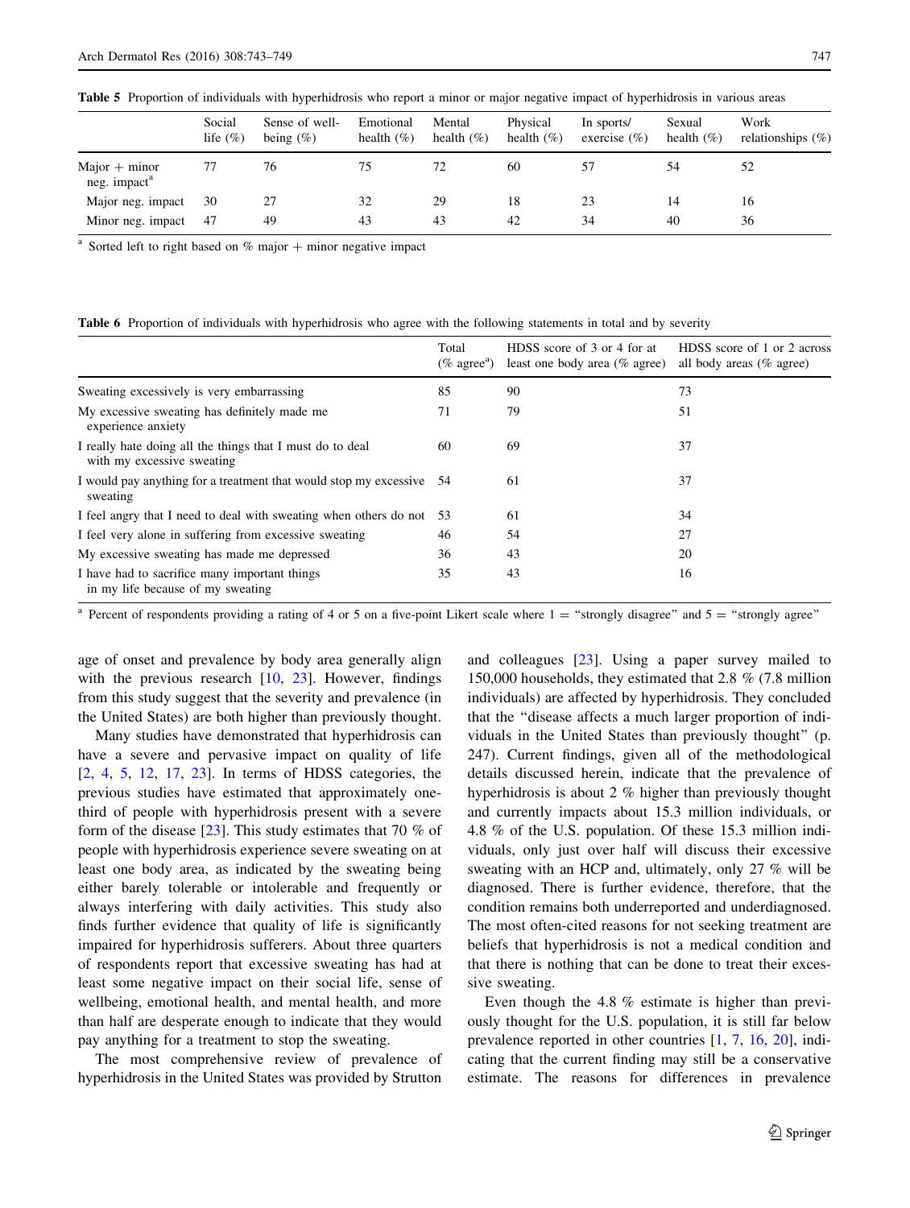**Table 5** Proportion of individuals with hyperhidrosis who report a minor or major negative impact of hyperhidrosis in various areas

| | Social life (%) | Sense of well-being (%) | Emotional health (%) | Mental health (%) | Physical health (%) | In sports/exercise (%) | Sexual health (%) | Work relationships (%) |
|---|---|---|---|---|---|---|---|---|
| Major + minor neg. impact[a] | 77 | 76 | 75 | 72 | 60 | 57 | 54 | 52 |
| Major neg. impact | 30 | 27 | 32 | 29 | 18 | 23 | 14 | 16 |
| Minor neg. impact | 47 | 49 | 43 | 43 | 42 | 34 | 40 | 36 |

[a] Sorted left to right based on % major + minor negative impact

**Table 6** Proportion of individuals with hyperhidrosis who agree with the following statements in total and by severity

| | Total (% agree[a]) | HDSS score of 3 or 4 for at least one body area (% agree) | HDSS score of 1 or 2 across all body areas (% agree) |
|---|---|---|---|
| Sweating excessively is very embarrassing | 85 | 90 | 73 |
| My excessive sweating has definitely made me experience anxiety | 71 | 79 | 51 |
| I really hate doing all the things that I must do to deal with my excessive sweating | 60 | 69 | 37 |
| I would pay anything for a treatment that would stop my excessive sweating | 54 | 61 | 37 |
| I feel angry that I need to deal with sweating when others do not | 53 | 61 | 34 |
| I feel very alone in suffering from excessive sweating | 46 | 54 | 27 |
| My excessive sweating has made me depressed | 36 | 43 | 20 |
| I have had to sacrifice many important things in my life because of my sweating | 35 | 43 | 16 |

[a] Percent of respondents providing a rating of 4 or 5 on a five-point Likert scale where 1 = "strongly disagree" and 5 = "strongly agree"

age of onset and prevalence by body area generally align with the previous research [10, 23]. However, findings from this study suggest that the severity and prevalence (in the United States) are both higher than previously thought.

Many studies have demonstrated that hyperhidrosis can have a severe and pervasive impact on quality of life [2, 4, 5, 12, 17, 23]. In terms of HDSS categories, the previous studies have estimated that approximately one-third of people with hyperhidrosis present with a severe form of the disease [23]. This study estimates that 70 % of people with hyperhidrosis experience severe sweating on at least one body area, as indicated by the sweating being either barely tolerable or intolerable and frequently or always interfering with daily activities. This study also finds further evidence that quality of life is significantly impaired for hyperhidrosis sufferers. About three quarters of respondents report that excessive sweating has had at least some negative impact on their social life, sense of wellbeing, emotional health, and mental health, and more than half are desperate enough to indicate that they would pay anything for a treatment to stop the sweating.

The most comprehensive review of prevalence of hyperhidrosis in the United States was provided by Strutton and colleagues [23]. Using a paper survey mailed to 150,000 households, they estimated that 2.8 % (7.8 million individuals) are affected by hyperhidrosis. They concluded that the "disease affects a much larger proportion of individuals in the United States than previously thought" (p. 247). Current findings, given all of the methodological details discussed herein, indicate that the prevalence of hyperhidrosis is about 2 % higher than previously thought and currently impacts about 15.3 million individuals, or 4.8 % of the U.S. population. Of these 15.3 million individuals, only just over half will discuss their excessive sweating with an HCP and, ultimately, only 27 % will be diagnosed. There is further evidence, therefore, that the condition remains both underreported and underdiagnosed. The most often-cited reasons for not seeking treatment are beliefs that hyperhidrosis is not a medical condition and that there is nothing that can be done to treat their excessive sweating.

Even though the 4.8 % estimate is higher than previously thought for the U.S. population, it is still far below prevalence reported in other countries [1, 7, 16, 20], indicating that the current finding may still be a conservative estimate. The reasons for differences in prevalence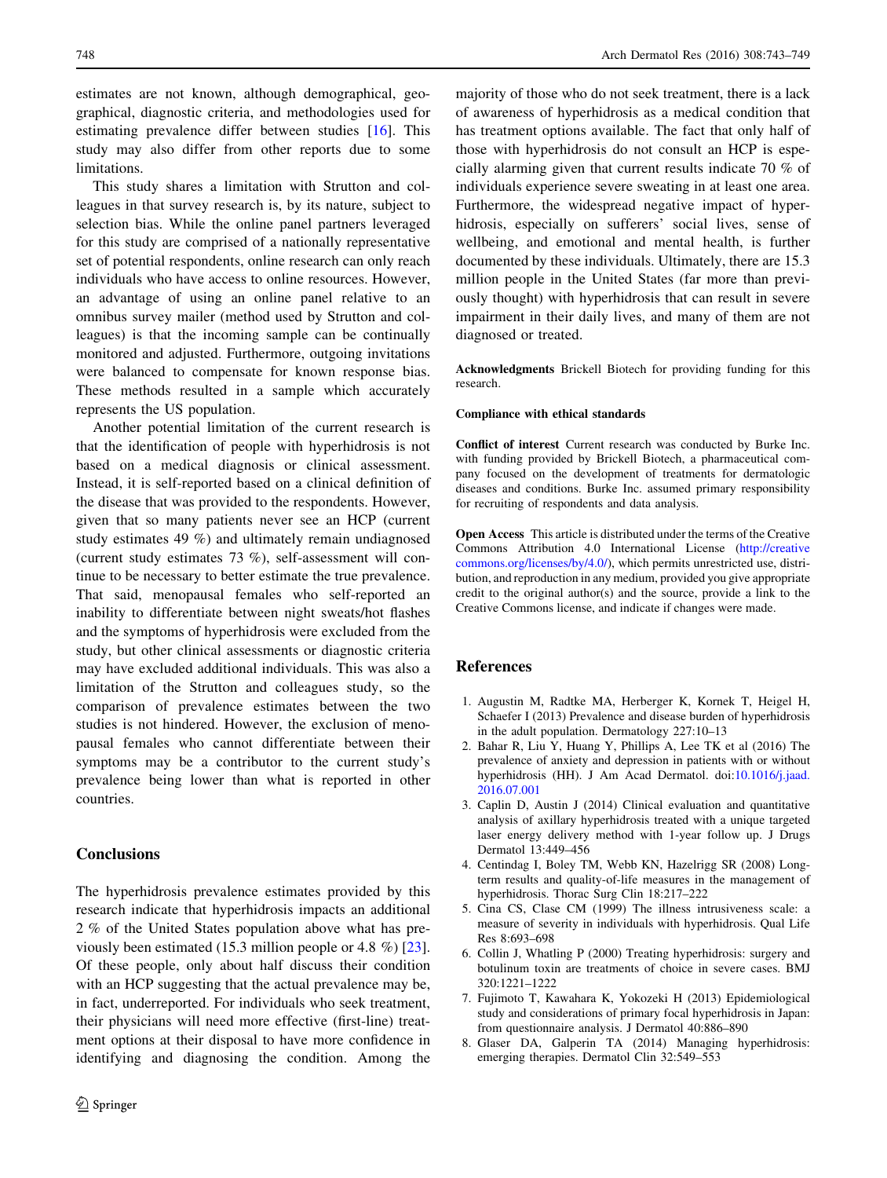estimates are not known, although demographical, geographical, diagnostic criteria, and methodologies used for estimating prevalence differ between studies [16]. This study may also differ from other reports due to some limitations.

This study shares a limitation with Strutton and colleagues in that survey research is, by its nature, subject to selection bias. While the online panel partners leveraged for this study are comprised of a nationally representative set of potential respondents, online research can only reach individuals who have access to online resources. However, an advantage of using an online panel relative to an omnibus survey mailer (method used by Strutton and colleagues) is that the incoming sample can be continually monitored and adjusted. Furthermore, outgoing invitations were balanced to compensate for known response bias. These methods resulted in a sample which accurately represents the US population.

Another potential limitation of the current research is that the identification of people with hyperhidrosis is not based on a medical diagnosis or clinical assessment. Instead, it is self-reported based on a clinical definition of the disease that was provided to the respondents. However, given that so many patients never see an HCP (current study estimates 49 %) and ultimately remain undiagnosed (current study estimates 73 %), self-assessment will continue to be necessary to better estimate the true prevalence. That said, menopausal females who self-reported an inability to differentiate between night sweats/hot flashes and the symptoms of hyperhidrosis were excluded from the study, but other clinical assessments or diagnostic criteria may have excluded additional individuals. This was also a limitation of the Strutton and colleagues study, so the comparison of prevalence estimates between the two studies is not hindered. However, the exclusion of menopausal females who cannot differentiate between their symptoms may be a contributor to the current study's prevalence being lower than what is reported in other countries.

## Conclusions

The hyperhidrosis prevalence estimates provided by this research indicate that hyperhidrosis impacts an additional 2 % of the United States population above what has previously been estimated (15.3 million people or 4.8 %) [23]. Of these people, only about half discuss their condition with an HCP suggesting that the actual prevalence may be, in fact, underreported. For individuals who seek treatment, their physicians will need more effective (first-line) treatment options at their disposal to have more confidence in identifying and diagnosing the condition. Among the majority of those who do not seek treatment, there is a lack of awareness of hyperhidrosis as a medical condition that has treatment options available. The fact that only half of those with hyperhidrosis do not consult an HCP is especially alarming given that current results indicate 70 % of individuals experience severe sweating in at least one area. Furthermore, the widespread negative impact of hyperhidrosis, especially on sufferers' social lives, sense of wellbeing, and emotional and mental health, is further documented by these individuals. Ultimately, there are 15.3 million people in the United States (far more than previously thought) with hyperhidrosis that can result in severe impairment in their daily lives, and many of them are not diagnosed or treated.

**Acknowledgments** Brickell Biotech for providing funding for this research.

**Compliance with ethical standards**

**Conflict of interest** Current research was conducted by Burke Inc. with funding provided by Brickell Biotech, a pharmaceutical company focused on the development of treatments for dermatologic diseases and conditions. Burke Inc. assumed primary responsibility for recruiting of respondents and data analysis.

**Open Access** This article is distributed under the terms of the Creative Commons Attribution 4.0 International License (http://creativecommons.org/licenses/by/4.0/), which permits unrestricted use, distribution, and reproduction in any medium, provided you give appropriate credit to the original author(s) and the source, provide a link to the Creative Commons license, and indicate if changes were made.

## References

1. Augustin M, Radtke MA, Herberger K, Kornek T, Heigel H, Schaefer I (2013) Prevalence and disease burden of hyperhidrosis in the adult population. Dermatology 227:10–13
2. Bahar R, Liu Y, Huang Y, Phillips A, Lee TK et al (2016) The prevalence of anxiety and depression in patients with or without hyperhidrosis (HH). J Am Acad Dermatol. doi:10.1016/j.jaad.2016.07.001
3. Caplin D, Austin J (2014) Clinical evaluation and quantitative analysis of axillary hyperhidrosis treated with a unique targeted laser energy delivery method with 1-year follow up. J Drugs Dermatol 13:449–456
4. Centindag I, Boley TM, Webb KN, Hazelrigg SR (2008) Long-term results and quality-of-life measures in the management of hyperhidrosis. Thorac Surg Clin 18:217–222
5. Cina CS, Clase CM (1999) The illness intrusiveness scale: a measure of severity in individuals with hyperhidrosis. Qual Life Res 8:693–698
6. Collin J, Whatling P (2000) Treating hyperhidrosis: surgery and botulinum toxin are treatments of choice in severe cases. BMJ 320:1221–1222
7. Fujimoto T, Kawahara K, Yokozeki H (2013) Epidemiological study and considerations of primary focal hyperhidrosis in Japan: from questionnaire analysis. J Dermatol 40:886–890
8. Glaser DA, Galperin TA (2014) Managing hyperhidrosis: emerging therapies. Dermatol Clin 32:549–553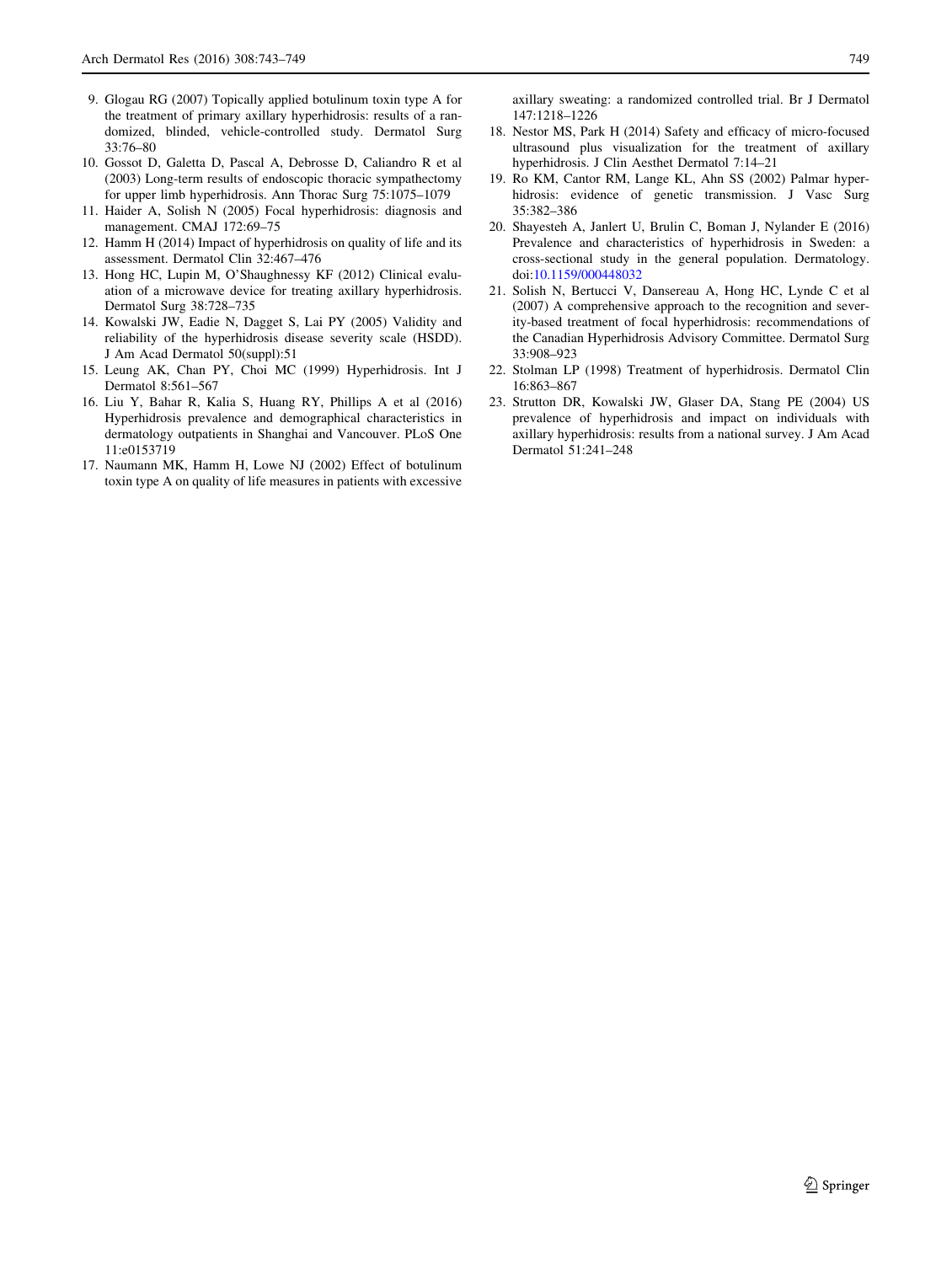9. Glogau RG (2007) Topically applied botulinum toxin type A for the treatment of primary axillary hyperhidrosis: results of a randomized, blinded, vehicle-controlled study. Dermatol Surg 33:76–80
10. Gossot D, Galetta D, Pascal A, Debrosse D, Caliandro R et al (2003) Long-term results of endoscopic thoracic sympathectomy for upper limb hyperhidrosis. Ann Thorac Surg 75:1075–1079
11. Haider A, Solish N (2005) Focal hyperhidrosis: diagnosis and management. CMAJ 172:69–75
12. Hamm H (2014) Impact of hyperhidrosis on quality of life and its assessment. Dermatol Clin 32:467–476
13. Hong HC, Lupin M, O'Shaughnessy KF (2012) Clinical evaluation of a microwave device for treating axillary hyperhidrosis. Dermatol Surg 38:728–735
14. Kowalski JW, Eadie N, Dagget S, Lai PY (2005) Validity and reliability of the hyperhidrosis disease severity scale (HSDD). J Am Acad Dermatol 50(suppl):51
15. Leung AK, Chan PY, Choi MC (1999) Hyperhidrosis. Int J Dermatol 8:561–567
16. Liu Y, Bahar R, Kalia S, Huang RY, Phillips A et al (2016) Hyperhidrosis prevalence and demographical characteristics in dermatology outpatients in Shanghai and Vancouver. PLoS One 11:e0153719
17. Naumann MK, Hamm H, Lowe NJ (2002) Effect of botulinum toxin type A on quality of life measures in patients with excessive axillary sweating: a randomized controlled trial. Br J Dermatol 147:1218–1226
18. Nestor MS, Park H (2014) Safety and efficacy of micro-focused ultrasound plus visualization for the treatment of axillary hyperhidrosis. J Clin Aesthet Dermatol 7:14–21
19. Ro KM, Cantor RM, Lange KL, Ahn SS (2002) Palmar hyperhidrosis: evidence of genetic transmission. J Vasc Surg 35:382–386
20. Shayesteh A, Janlert U, Brulin C, Boman J, Nylander E (2016) Prevalence and characteristics of hyperhidrosis in Sweden: a cross-sectional study in the general population. Dermatology. doi:10.1159/000448032
21. Solish N, Bertucci V, Dansereau A, Hong HC, Lynde C et al (2007) A comprehensive approach to the recognition and severity-based treatment of focal hyperhidrosis: recommendations of the Canadian Hyperhidrosis Advisory Committee. Dermatol Surg 33:908–923
22. Stolman LP (1998) Treatment of hyperhidrosis. Dermatol Clin 16:863–867
23. Strutton DR, Kowalski JW, Glaser DA, Stang PE (2004) US prevalence of hyperhidrosis and impact on individuals with axillary hyperhidrosis: results from a national survey. J Am Acad Dermatol 51:241–248